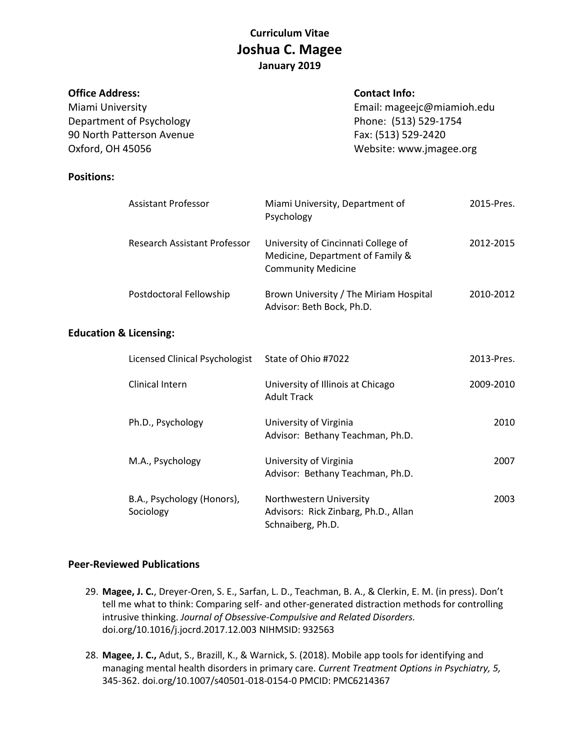# Curriculum Vitae
# Joshua C. Magee
**January 2019**

**Office Address:**
Miami University
Department of Psychology
90 North Patterson Avenue
Oxford, OH 45056

**Contact Info:**
Email: mageejc@miamioh.edu
Phone: (513) 529-1754
Fax: (513) 529-2420
Website: www.jmagee.org

## Positions:

| | | |
|---|---|---|
| Assistant Professor | Miami University, Department of Psychology | 2015-Pres. |
| Research Assistant Professor | University of Cincinnati College of Medicine, Department of Family & Community Medicine | 2012-2015 |
| Postdoctoral Fellowship | Brown University / The Miriam Hospital<br>Advisor: Beth Bock, Ph.D. | 2010-2012 |

## Education & Licensing:

| | | |
|---|---|---|
| Licensed Clinical Psychologist | State of Ohio #7022 | 2013-Pres. |
| Clinical Intern | University of Illinois at Chicago<br>Adult Track | 2009-2010 |
| Ph.D., Psychology | University of Virginia<br>Advisor: Bethany Teachman, Ph.D. | 2010 |
| M.A., Psychology | University of Virginia<br>Advisor: Bethany Teachman, Ph.D. | 2007 |
| B.A., Psychology (Honors), Sociology | Northwestern University<br>Advisors: Rick Zinbarg, Ph.D., Allan Schnaiberg, Ph.D. | 2003 |

## Peer-Reviewed Publications

29. **Magee, J. C.**, Dreyer-Oren, S. E., Sarfan, L. D., Teachman, B. A., & Clerkin, E. M. (in press). Don't tell me what to think: Comparing self- and other-generated distraction methods for controlling intrusive thinking. *Journal of Obsessive-Compulsive and Related Disorders.* doi.org/10.1016/j.jocrd.2017.12.003 NIHMSID: 932563

28. **Magee, J. C.,** Adut, S., Brazill, K., & Warnick, S. (2018). Mobile app tools for identifying and managing mental health disorders in primary care. *Current Treatment Options in Psychiatry, 5,* 345-362. doi.org/10.1007/s40501-018-0154-0 PMCID: PMC6214367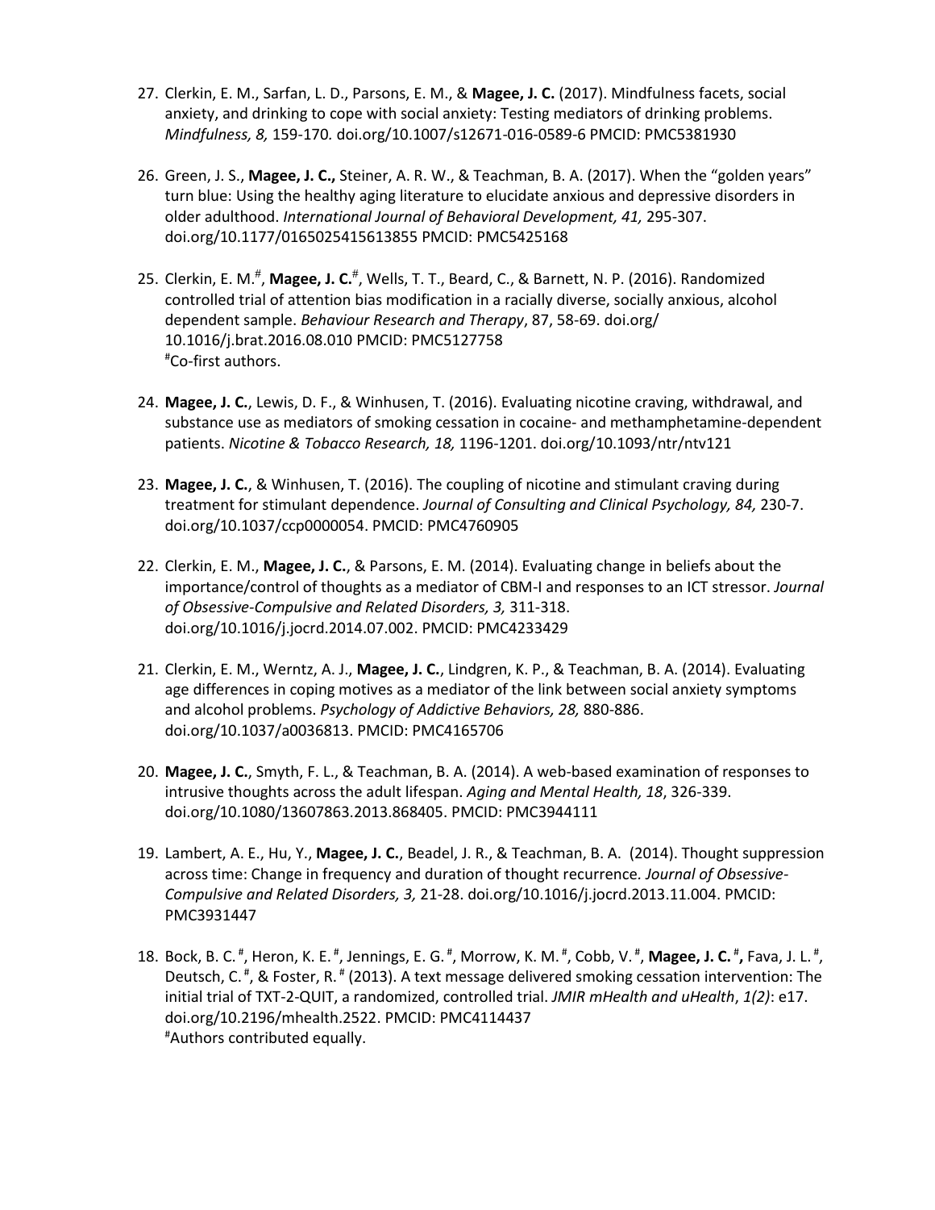27. Clerkin, E. M., Sarfan, L. D., Parsons, E. M., & **Magee, J. C.** (2017). Mindfulness facets, social anxiety, and drinking to cope with social anxiety: Testing mediators of drinking problems. *Mindfulness, 8,* 159-170. doi.org/10.1007/s12671-016-0589-6 PMCID: PMC5381930

26. Green, J. S., **Magee, J. C.,** Steiner, A. R. W., & Teachman, B. A. (2017). When the "golden years" turn blue: Using the healthy aging literature to elucidate anxious and depressive disorders in older adulthood. *International Journal of Behavioral Development, 41,* 295-307. doi.org/10.1177/0165025415613855 PMCID: PMC5425168

25. Clerkin, E. M.[#], **Magee, J. C.**[#], Wells, T. T., Beard, C., & Barnett, N. P. (2016). Randomized controlled trial of attention bias modification in a racially diverse, socially anxious, alcohol dependent sample. *Behaviour Research and Therapy*, 87, 58-69. doi.org/ 10.1016/j.brat.2016.08.010 PMCID: PMC5127758
[#]Co-first authors.

24. **Magee, J. C.**, Lewis, D. F., & Winhusen, T. (2016). Evaluating nicotine craving, withdrawal, and substance use as mediators of smoking cessation in cocaine- and methamphetamine-dependent patients. *Nicotine & Tobacco Research, 18,* 1196-1201. doi.org/10.1093/ntr/ntv121

23. **Magee, J. C.**, & Winhusen, T. (2016). The coupling of nicotine and stimulant craving during treatment for stimulant dependence. *Journal of Consulting and Clinical Psychology, 84,* 230-7. doi.org/10.1037/ccp0000054. PMCID: PMC4760905

22. Clerkin, E. M., **Magee, J. C.**, & Parsons, E. M. (2014). Evaluating change in beliefs about the importance/control of thoughts as a mediator of CBM-I and responses to an ICT stressor. *Journal of Obsessive-Compulsive and Related Disorders, 3,* 311-318. doi.org/10.1016/j.jocrd.2014.07.002. PMCID: PMC4233429

21. Clerkin, E. M., Werntz, A. J., **Magee, J. C.**, Lindgren, K. P., & Teachman, B. A. (2014). Evaluating age differences in coping motives as a mediator of the link between social anxiety symptoms and alcohol problems. *Psychology of Addictive Behaviors, 28,* 880-886. doi.org/10.1037/a0036813. PMCID: PMC4165706

20. **Magee, J. C.**, Smyth, F. L., & Teachman, B. A. (2014). A web-based examination of responses to intrusive thoughts across the adult lifespan. *Aging and Mental Health, 18*, 326-339. doi.org/10.1080/13607863.2013.868405. PMCID: PMC3944111

19. Lambert, A. E., Hu, Y., **Magee, J. C.**, Beadel, J. R., & Teachman, B. A. (2014). Thought suppression across time: Change in frequency and duration of thought recurrence. *Journal of Obsessive-Compulsive and Related Disorders, 3,* 21-28. doi.org/10.1016/j.jocrd.2013.11.004. PMCID: PMC3931447

18. Bock, B. C.[#], Heron, K. E.[#], Jennings, E. G.[#], Morrow, K. M.[#], Cobb, V.[#], **Magee, J. C.**[#]**,** Fava, J. L.[#], Deutsch, C.[#], & Foster, R.[#] (2013). A text message delivered smoking cessation intervention: The initial trial of TXT-2-QUIT, a randomized, controlled trial. *JMIR mHealth and uHealth*, *1(2)*: e17. doi.org/10.2196/mhealth.2522. PMCID: PMC4114437
[#]Authors contributed equally.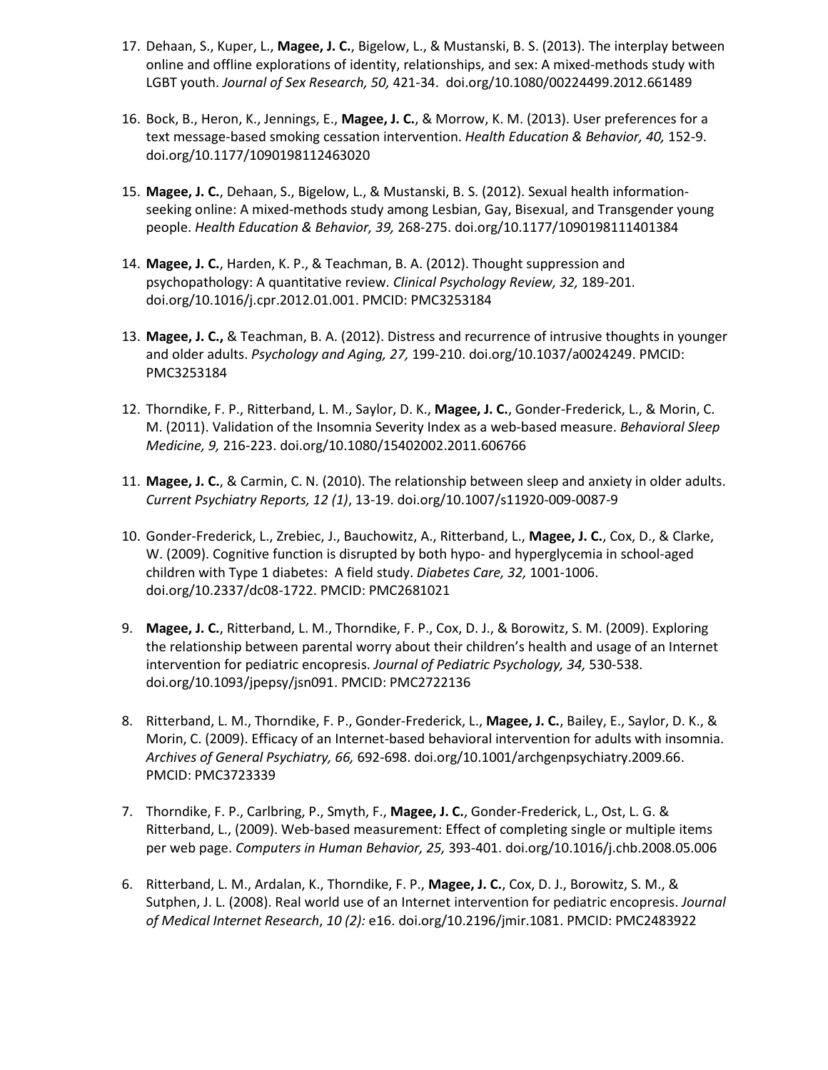17. Dehaan, S., Kuper, L., **Magee, J. C.**, Bigelow, L., & Mustanski, B. S. (2013). The interplay between online and offline explorations of identity, relationships, and sex: A mixed-methods study with LGBT youth. *Journal of Sex Research, 50,* 421-34. doi.org/10.1080/00224499.2012.661489

16. Bock, B., Heron, K., Jennings, E., **Magee, J. C.**, & Morrow, K. M. (2013). User preferences for a text message-based smoking cessation intervention. *Health Education & Behavior, 40,* 152-9. doi.org/10.1177/1090198112463020

15. **Magee, J. C.**, Dehaan, S., Bigelow, L., & Mustanski, B. S. (2012). Sexual health information-seeking online: A mixed-methods study among Lesbian, Gay, Bisexual, and Transgender young people. *Health Education & Behavior, 39,* 268-275. doi.org/10.1177/1090198111401384

14. **Magee, J. C.**, Harden, K. P., & Teachman, B. A. (2012). Thought suppression and psychopathology: A quantitative review. *Clinical Psychology Review, 32,* 189-201. doi.org/10.1016/j.cpr.2012.01.001. PMCID: PMC3253184

13. **Magee, J. C.,** & Teachman, B. A. (2012). Distress and recurrence of intrusive thoughts in younger and older adults. *Psychology and Aging, 27,* 199-210. doi.org/10.1037/a0024249. PMCID: PMC3253184

12. Thorndike, F. P., Ritterband, L. M., Saylor, D. K., **Magee, J. C.**, Gonder-Frederick, L., & Morin, C. M. (2011). Validation of the Insomnia Severity Index as a web-based measure. *Behavioral Sleep Medicine, 9,* 216-223. doi.org/10.1080/15402002.2011.606766

11. **Magee, J. C.**, & Carmin, C. N. (2010). The relationship between sleep and anxiety in older adults. *Current Psychiatry Reports, 12 (1)*, 13-19. doi.org/10.1007/s11920-009-0087-9

10. Gonder-Frederick, L., Zrebiec, J., Bauchowitz, A., Ritterband, L., **Magee, J. C.**, Cox, D., & Clarke, W. (2009). Cognitive function is disrupted by both hypo- and hyperglycemia in school-aged children with Type 1 diabetes: A field study. *Diabetes Care, 32,* 1001-1006. doi.org/10.2337/dc08-1722. PMCID: PMC2681021

9. **Magee, J. C.**, Ritterband, L. M., Thorndike, F. P., Cox, D. J., & Borowitz, S. M. (2009). Exploring the relationship between parental worry about their children's health and usage of an Internet intervention for pediatric encopresis. *Journal of Pediatric Psychology, 34,* 530-538. doi.org/10.1093/jpepsy/jsn091. PMCID: PMC2722136

8. Ritterband, L. M., Thorndike, F. P., Gonder-Frederick, L., **Magee, J. C.**, Bailey, E., Saylor, D. K., & Morin, C. (2009). Efficacy of an Internet-based behavioral intervention for adults with insomnia. *Archives of General Psychiatry, 66,* 692-698. doi.org/10.1001/archgenpsychiatry.2009.66. PMCID: PMC3723339

7. Thorndike, F. P., Carlbring, P., Smyth, F., **Magee, J. C.**, Gonder-Frederick, L., Ost, L. G. & Ritterband, L., (2009). Web-based measurement: Effect of completing single or multiple items per web page. *Computers in Human Behavior, 25,* 393-401. doi.org/10.1016/j.chb.2008.05.006

6. Ritterband, L. M., Ardalan, K., Thorndike, F. P., **Magee, J. C.**, Cox, D. J., Borowitz, S. M., & Sutphen, J. L. (2008). Real world use of an Internet intervention for pediatric encopresis. *Journal of Medical Internet Research*, *10 (2):* e16. doi.org/10.2196/jmir.1081. PMCID: PMC2483922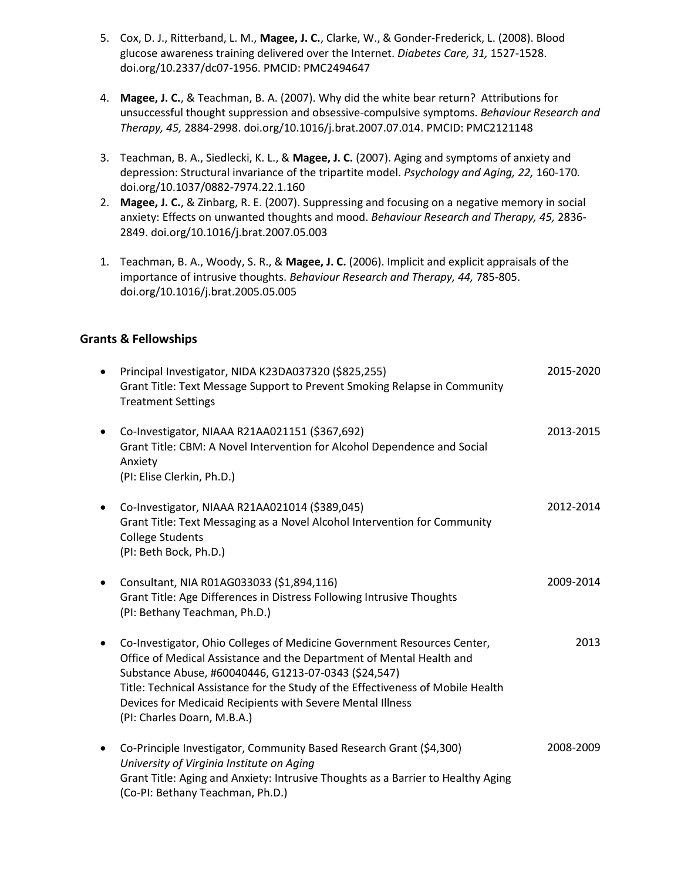5. Cox, D. J., Ritterband, L. M., **Magee, J. C.**, Clarke, W., & Gonder-Frederick, L. (2008). Blood glucose awareness training delivered over the Internet. *Diabetes Care, 31,* 1527-1528. doi.org/10.2337/dc07-1956. PMCID: PMC2494647

4. **Magee, J. C.**, & Teachman, B. A. (2007). Why did the white bear return? Attributions for unsuccessful thought suppression and obsessive-compulsive symptoms. *Behaviour Research and Therapy, 45,* 2884-2998. doi.org/10.1016/j.brat.2007.07.014. PMCID: PMC2121148

3. Teachman, B. A., Siedlecki, K. L., & **Magee, J. C.** (2007). Aging and symptoms of anxiety and depression: Structural invariance of the tripartite model. *Psychology and Aging, 22,* 160-170. doi.org/10.1037/0882-7974.22.1.160

2. **Magee, J. C.**, & Zinbarg, R. E. (2007). Suppressing and focusing on a negative memory in social anxiety: Effects on unwanted thoughts and mood. *Behaviour Research and Therapy, 45,* 2836-2849. doi.org/10.1016/j.brat.2007.05.003

1. Teachman, B. A., Woody, S. R., & **Magee, J. C.** (2006). Implicit and explicit appraisals of the importance of intrusive thoughts. *Behaviour Research and Therapy, 44,* 785-805. doi.org/10.1016/j.brat.2005.05.005

## Grants & Fellowships

- Principal Investigator, NIDA K23DA037320 ($825,255) — 2015-2020
  Grant Title: Text Message Support to Prevent Smoking Relapse in Community Treatment Settings

- Co-Investigator, NIAAA R21AA021151 ($367,692) — 2013-2015
  Grant Title: CBM: A Novel Intervention for Alcohol Dependence and Social Anxiety
  (PI: Elise Clerkin, Ph.D.)

- Co-Investigator, NIAAA R21AA021014 ($389,045) — 2012-2014
  Grant Title: Text Messaging as a Novel Alcohol Intervention for Community College Students
  (PI: Beth Bock, Ph.D.)

- Consultant, NIA R01AG033033 ($1,894,116) — 2009-2014
  Grant Title: Age Differences in Distress Following Intrusive Thoughts
  (PI: Bethany Teachman, Ph.D.)

- Co-Investigator, Ohio Colleges of Medicine Government Resources Center, Office of Medical Assistance and the Department of Mental Health and Substance Abuse, #60040446, G1213-07-0343 ($24,547) — 2013
  Title: Technical Assistance for the Study of the Effectiveness of Mobile Health Devices for Medicaid Recipients with Severe Mental Illness
  (PI: Charles Doarn, M.B.A.)

- Co-Principle Investigator, Community Based Research Grant ($4,300) — 2008-2009
  *University of Virginia Institute on Aging*
  Grant Title: Aging and Anxiety: Intrusive Thoughts as a Barrier to Healthy Aging
  (Co-PI: Bethany Teachman, Ph.D.)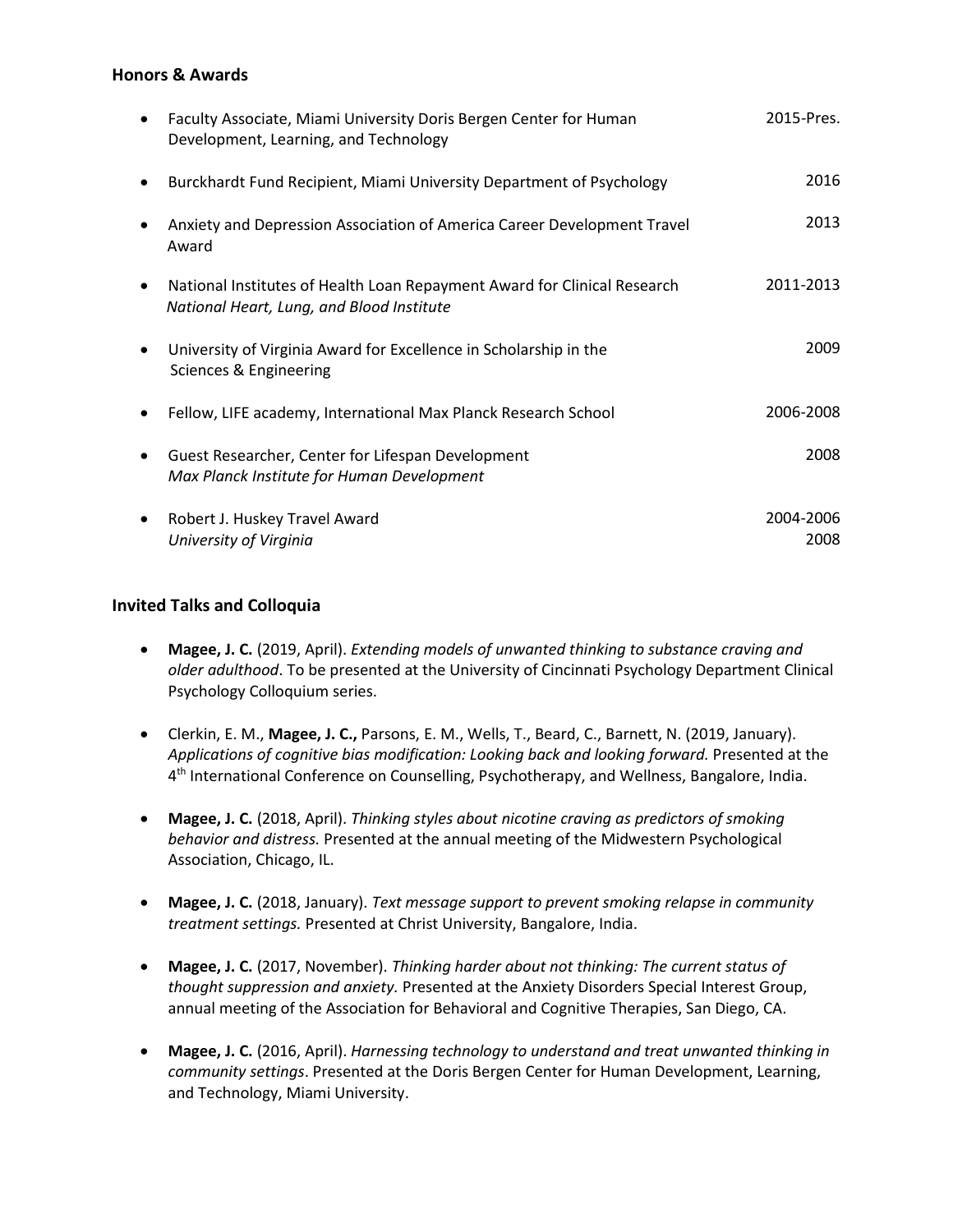## Honors & Awards

- Faculty Associate, Miami University Doris Bergen Center for Human Development, Learning, and Technology — 2015-Pres.
- Burckhardt Fund Recipient, Miami University Department of Psychology — 2016
- Anxiety and Depression Association of America Career Development Travel Award — 2013
- National Institutes of Health Loan Repayment Award for Clinical Research — 2011-2013
  *National Heart, Lung, and Blood Institute*
- University of Virginia Award for Excellence in Scholarship in the Sciences & Engineering — 2009
- Fellow, LIFE academy, International Max Planck Research School — 2006-2008
- Guest Researcher, Center for Lifespan Development — 2008
  *Max Planck Institute for Human Development*
- Robert J. Huskey Travel Award — 2004-2006, 2008
  *University of Virginia*

## Invited Talks and Colloquia

- **Magee, J. C.** (2019, April). *Extending models of unwanted thinking to substance craving and older adulthood*. To be presented at the University of Cincinnati Psychology Department Clinical Psychology Colloquium series.

- Clerkin, E. M., **Magee, J. C.,** Parsons, E. M., Wells, T., Beard, C., Barnett, N. (2019, January). *Applications of cognitive bias modification: Looking back and looking forward.* Presented at the 4th International Conference on Counselling, Psychotherapy, and Wellness, Bangalore, India.

- **Magee, J. C.** (2018, April). *Thinking styles about nicotine craving as predictors of smoking behavior and distress.* Presented at the annual meeting of the Midwestern Psychological Association, Chicago, IL.

- **Magee, J. C.** (2018, January). *Text message support to prevent smoking relapse in community treatment settings.* Presented at Christ University, Bangalore, India.

- **Magee, J. C.** (2017, November). *Thinking harder about not thinking: The current status of thought suppression and anxiety.* Presented at the Anxiety Disorders Special Interest Group, annual meeting of the Association for Behavioral and Cognitive Therapies, San Diego, CA.

- **Magee, J. C.** (2016, April). *Harnessing technology to understand and treat unwanted thinking in community settings*. Presented at the Doris Bergen Center for Human Development, Learning, and Technology, Miami University.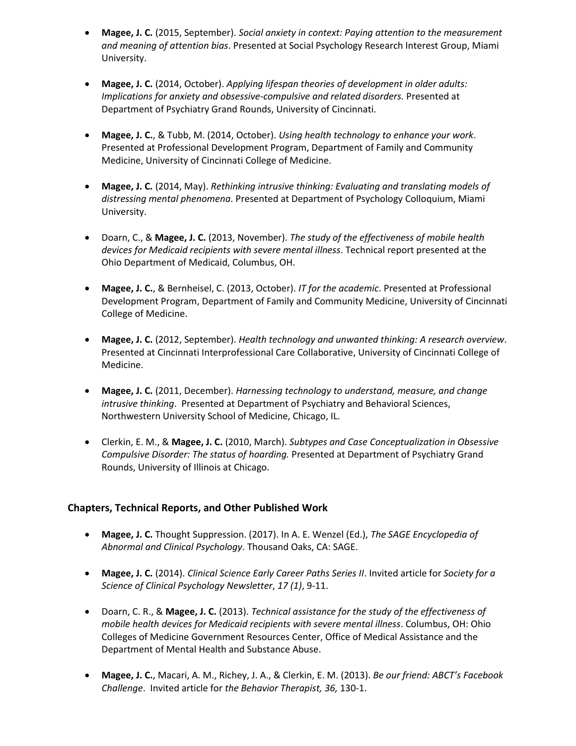- **Magee, J. C.** (2015, September). *Social anxiety in context: Paying attention to the measurement and meaning of attention bias*. Presented at Social Psychology Research Interest Group, Miami University.

- **Magee, J. C.** (2014, October). *Applying lifespan theories of development in older adults: Implications for anxiety and obsessive-compulsive and related disorders.* Presented at Department of Psychiatry Grand Rounds, University of Cincinnati.

- **Magee, J. C.**, & Tubb, M. (2014, October). *Using health technology to enhance your work*. Presented at Professional Development Program, Department of Family and Community Medicine, University of Cincinnati College of Medicine.

- **Magee, J. C.** (2014, May). *Rethinking intrusive thinking: Evaluating and translating models of distressing mental phenomena.* Presented at Department of Psychology Colloquium, Miami University.

- Doarn, C., & **Magee, J. C.** (2013, November). *The study of the effectiveness of mobile health devices for Medicaid recipients with severe mental illness*. Technical report presented at the Ohio Department of Medicaid, Columbus, OH.

- **Magee, J. C.**, & Bernheisel, C. (2013, October). *IT for the academic*. Presented at Professional Development Program, Department of Family and Community Medicine, University of Cincinnati College of Medicine.

- **Magee, J. C.** (2012, September). *Health technology and unwanted thinking: A research overview*. Presented at Cincinnati Interprofessional Care Collaborative, University of Cincinnati College of Medicine.

- **Magee, J. C.** (2011, December). *Harnessing technology to understand, measure, and change intrusive thinking*. Presented at Department of Psychiatry and Behavioral Sciences, Northwestern University School of Medicine, Chicago, IL.

- Clerkin, E. M., & **Magee, J. C.** (2010, March). *Subtypes and Case Conceptualization in Obsessive Compulsive Disorder: The status of hoarding.* Presented at Department of Psychiatry Grand Rounds, University of Illinois at Chicago.

### Chapters, Technical Reports, and Other Published Work

- **Magee, J. C.** Thought Suppression. (2017). In A. E. Wenzel (Ed.), *The SAGE Encyclopedia of Abnormal and Clinical Psychology*. Thousand Oaks, CA: SAGE.

- **Magee, J. C.** (2014). *Clinical Science Early Career Paths Series II*. Invited article for *Society for a Science of Clinical Psychology Newsletter*, *17 (1)*, 9-11.

- Doarn, C. R., & **Magee, J. C.** (2013). *Technical assistance for the study of the effectiveness of mobile health devices for Medicaid recipients with severe mental illness*. Columbus, OH: Ohio Colleges of Medicine Government Resources Center, Office of Medical Assistance and the Department of Mental Health and Substance Abuse.

- **Magee, J. C.**, Macari, A. M., Richey, J. A., & Clerkin, E. M. (2013). *Be our friend: ABCT's Facebook Challenge*. Invited article for *the Behavior Therapist, 36,* 130-1.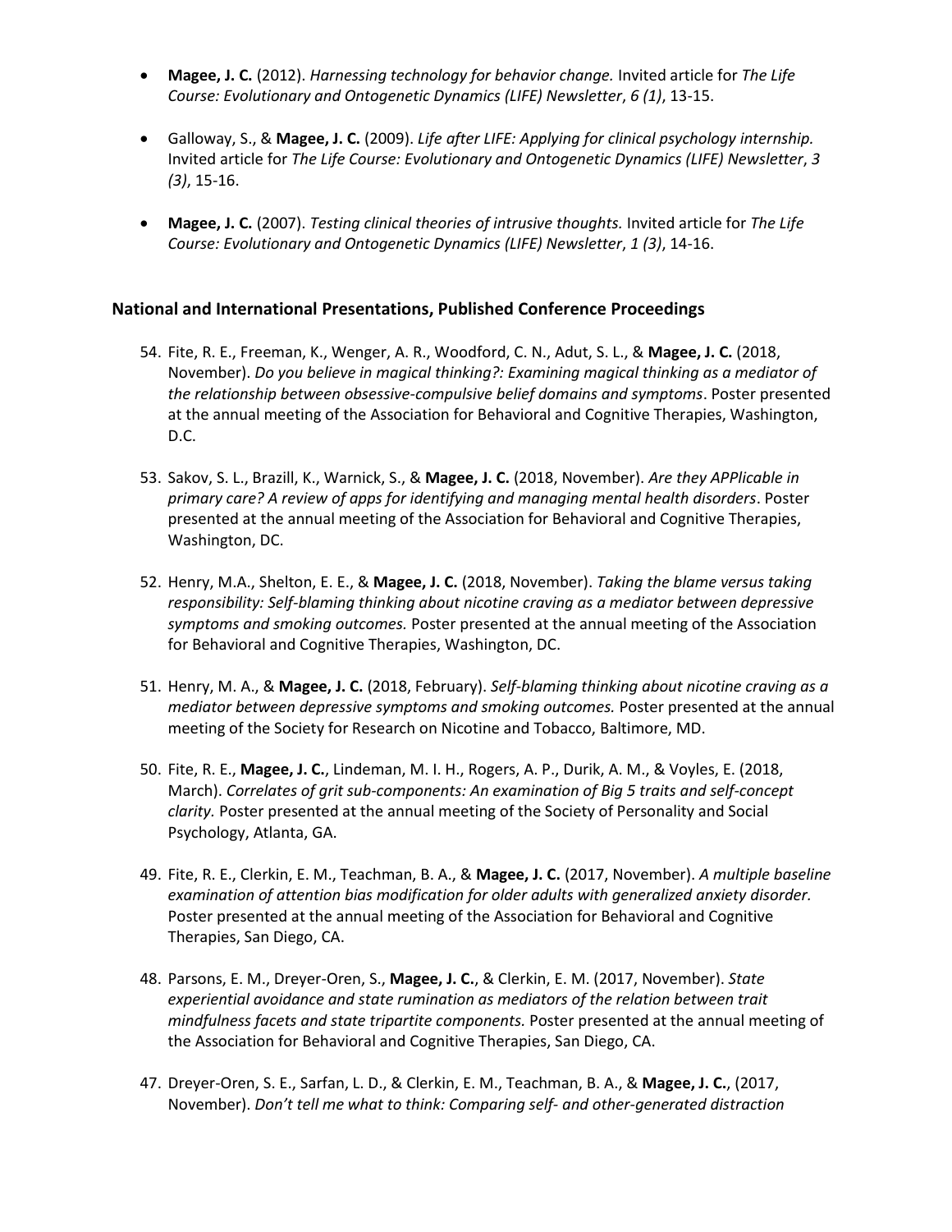- **Magee, J. C.** (2012). *Harnessing technology for behavior change.* Invited article for *The Life Course: Evolutionary and Ontogenetic Dynamics (LIFE) Newsletter*, *6 (1)*, 13-15.

- Galloway, S., & **Magee, J. C.** (2009). *Life after LIFE: Applying for clinical psychology internship.* Invited article for *The Life Course: Evolutionary and Ontogenetic Dynamics (LIFE) Newsletter*, *3 (3)*, 15-16.

- **Magee, J. C.** (2007). *Testing clinical theories of intrusive thoughts.* Invited article for *The Life Course: Evolutionary and Ontogenetic Dynamics (LIFE) Newsletter*, *1 (3)*, 14-16.

### National and International Presentations, Published Conference Proceedings

54. Fite, R. E., Freeman, K., Wenger, A. R., Woodford, C. N., Adut, S. L., & **Magee, J. C.** (2018, November). *Do you believe in magical thinking?: Examining magical thinking as a mediator of the relationship between obsessive-compulsive belief domains and symptoms*. Poster presented at the annual meeting of the Association for Behavioral and Cognitive Therapies, Washington, D.C.

53. Sakov, S. L., Brazill, K., Warnick, S., & **Magee, J. C.** (2018, November). *Are they APPlicable in primary care? A review of apps for identifying and managing mental health disorders*. Poster presented at the annual meeting of the Association for Behavioral and Cognitive Therapies, Washington, DC.

52. Henry, M.A., Shelton, E. E., & **Magee, J. C.** (2018, November). *Taking the blame versus taking responsibility: Self-blaming thinking about nicotine craving as a mediator between depressive symptoms and smoking outcomes.* Poster presented at the annual meeting of the Association for Behavioral and Cognitive Therapies, Washington, DC.

51. Henry, M. A., & **Magee, J. C.** (2018, February). *Self-blaming thinking about nicotine craving as a mediator between depressive symptoms and smoking outcomes.* Poster presented at the annual meeting of the Society for Research on Nicotine and Tobacco, Baltimore, MD.

50. Fite, R. E., **Magee, J. C.**, Lindeman, M. I. H., Rogers, A. P., Durik, A. M., & Voyles, E. (2018, March). *Correlates of grit sub-components: An examination of Big 5 traits and self-concept clarity.* Poster presented at the annual meeting of the Society of Personality and Social Psychology, Atlanta, GA.

49. Fite, R. E., Clerkin, E. M., Teachman, B. A., & **Magee, J. C.** (2017, November). *A multiple baseline examination of attention bias modification for older adults with generalized anxiety disorder.* Poster presented at the annual meeting of the Association for Behavioral and Cognitive Therapies, San Diego, CA.

48. Parsons, E. M., Dreyer-Oren, S., **Magee, J. C.**, & Clerkin, E. M. (2017, November). *State experiential avoidance and state rumination as mediators of the relation between trait mindfulness facets and state tripartite components.* Poster presented at the annual meeting of the Association for Behavioral and Cognitive Therapies, San Diego, CA.

47. Dreyer-Oren, S. E., Sarfan, L. D., & Clerkin, E. M., Teachman, B. A., & **Magee, J. C.**, (2017, November). *Don't tell me what to think: Comparing self- and other-generated distraction*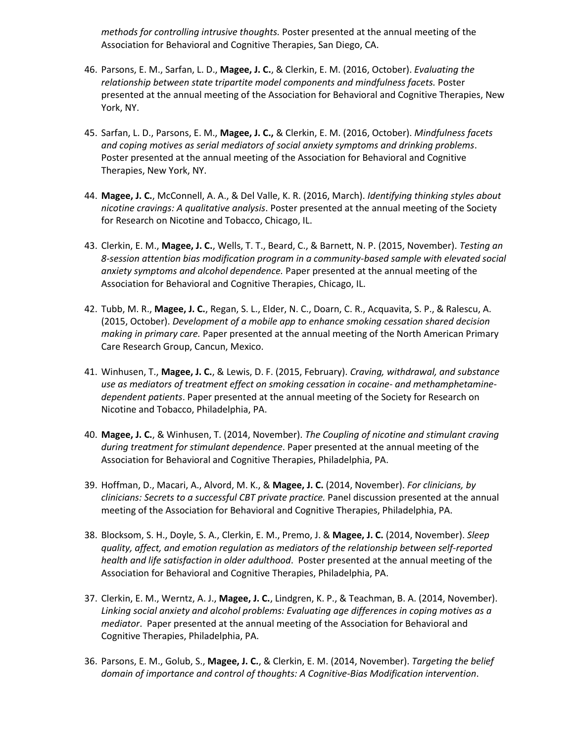*methods for controlling intrusive thoughts.* Poster presented at the annual meeting of the Association for Behavioral and Cognitive Therapies, San Diego, CA.

46. Parsons, E. M., Sarfan, L. D., **Magee, J. C.**, & Clerkin, E. M. (2016, October). *Evaluating the relationship between state tripartite model components and mindfulness facets.* Poster presented at the annual meeting of the Association for Behavioral and Cognitive Therapies, New York, NY.

45. Sarfan, L. D., Parsons, E. M., **Magee, J. C.,** & Clerkin, E. M. (2016, October). *Mindfulness facets and coping motives as serial mediators of social anxiety symptoms and drinking problems*. Poster presented at the annual meeting of the Association for Behavioral and Cognitive Therapies, New York, NY.

44. **Magee, J. C.**, McConnell, A. A., & Del Valle, K. R. (2016, March). *Identifying thinking styles about nicotine cravings: A qualitative analysis*. Poster presented at the annual meeting of the Society for Research on Nicotine and Tobacco, Chicago, IL.

43. Clerkin, E. M., **Magee, J. C.**, Wells, T. T., Beard, C., & Barnett, N. P. (2015, November). *Testing an 8-session attention bias modification program in a community-based sample with elevated social anxiety symptoms and alcohol dependence.* Paper presented at the annual meeting of the Association for Behavioral and Cognitive Therapies, Chicago, IL.

42. Tubb, M. R., **Magee, J. C.**, Regan, S. L., Elder, N. C., Doarn, C. R., Acquavita, S. P., & Ralescu, A. (2015, October). *Development of a mobile app to enhance smoking cessation shared decision making in primary care.* Paper presented at the annual meeting of the North American Primary Care Research Group, Cancun, Mexico.

41. Winhusen, T., **Magee, J. C.**, & Lewis, D. F. (2015, February). *Craving, withdrawal, and substance use as mediators of treatment effect on smoking cessation in cocaine- and methamphetamine-dependent patients*. Paper presented at the annual meeting of the Society for Research on Nicotine and Tobacco, Philadelphia, PA.

40. **Magee, J. C.**, & Winhusen, T. (2014, November). *The Coupling of nicotine and stimulant craving during treatment for stimulant dependence*. Paper presented at the annual meeting of the Association for Behavioral and Cognitive Therapies, Philadelphia, PA.

39. Hoffman, D., Macari, A., Alvord, M. K., & **Magee, J. C.** (2014, November). *For clinicians, by clinicians: Secrets to a successful CBT private practice.* Panel discussion presented at the annual meeting of the Association for Behavioral and Cognitive Therapies, Philadelphia, PA.

38. Blocksom, S. H., Doyle, S. A., Clerkin, E. M., Premo, J. & **Magee, J. C.** (2014, November). *Sleep quality, affect, and emotion regulation as mediators of the relationship between self-reported health and life satisfaction in older adulthood*. Poster presented at the annual meeting of the Association for Behavioral and Cognitive Therapies, Philadelphia, PA.

37. Clerkin, E. M., Werntz, A. J., **Magee, J. C.**, Lindgren, K. P., & Teachman, B. A. (2014, November). *Linking social anxiety and alcohol problems: Evaluating age differences in coping motives as a mediator*. Paper presented at the annual meeting of the Association for Behavioral and Cognitive Therapies, Philadelphia, PA.

36. Parsons, E. M., Golub, S., **Magee, J. C.**, & Clerkin, E. M. (2014, November). *Targeting the belief domain of importance and control of thoughts: A Cognitive-Bias Modification intervention*.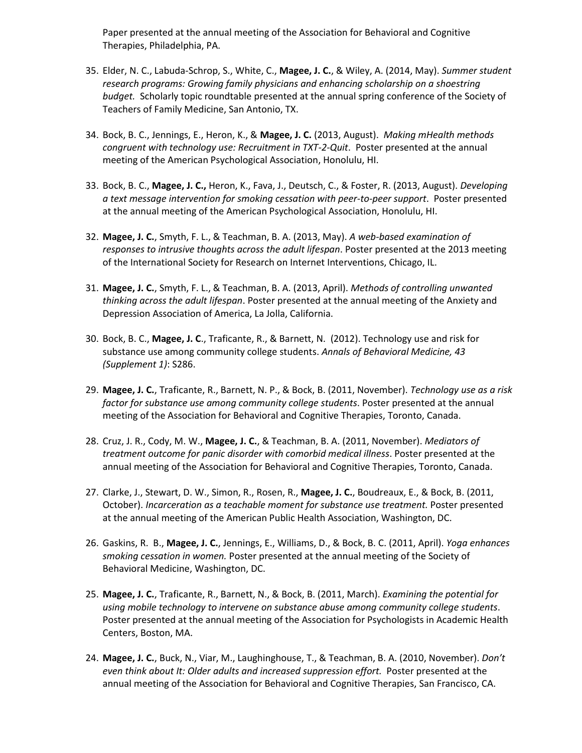Paper presented at the annual meeting of the Association for Behavioral and Cognitive Therapies, Philadelphia, PA.

35. Elder, N. C., Labuda-Schrop, S., White, C., **Magee, J. C.**, & Wiley, A. (2014, May). *Summer student research programs: Growing family physicians and enhancing scholarship on a shoestring budget.* Scholarly topic roundtable presented at the annual spring conference of the Society of Teachers of Family Medicine, San Antonio, TX.

34. Bock, B. C., Jennings, E., Heron, K., & **Magee, J. C.** (2013, August). *Making mHealth methods congruent with technology use: Recruitment in TXT-2-Quit*. Poster presented at the annual meeting of the American Psychological Association, Honolulu, HI.

33. Bock, B. C., **Magee, J. C.,** Heron, K., Fava, J., Deutsch, C., & Foster, R. (2013, August). *Developing a text message intervention for smoking cessation with peer-to-peer support*. Poster presented at the annual meeting of the American Psychological Association, Honolulu, HI.

32. **Magee, J. C.**, Smyth, F. L., & Teachman, B. A. (2013, May). *A web-based examination of responses to intrusive thoughts across the adult lifespan*. Poster presented at the 2013 meeting of the International Society for Research on Internet Interventions, Chicago, IL.

31. **Magee, J. C.**, Smyth, F. L., & Teachman, B. A. (2013, April). *Methods of controlling unwanted thinking across the adult lifespan*. Poster presented at the annual meeting of the Anxiety and Depression Association of America, La Jolla, California.

30. Bock, B. C., **Magee, J. C**., Traficante, R., & Barnett, N. (2012). Technology use and risk for substance use among community college students. *Annals of Behavioral Medicine, 43 (Supplement 1)*: S286.

29. **Magee, J. C.**, Traficante, R., Barnett, N. P., & Bock, B. (2011, November). *Technology use as a risk factor for substance use among community college students*. Poster presented at the annual meeting of the Association for Behavioral and Cognitive Therapies, Toronto, Canada.

28. Cruz, J. R., Cody, M. W., **Magee, J. C.**, & Teachman, B. A. (2011, November). *Mediators of treatment outcome for panic disorder with comorbid medical illness*. Poster presented at the annual meeting of the Association for Behavioral and Cognitive Therapies, Toronto, Canada.

27. Clarke, J., Stewart, D. W., Simon, R., Rosen, R., **Magee, J. C.**, Boudreaux, E., & Bock, B. (2011, October). *Incarceration as a teachable moment for substance use treatment.* Poster presented at the annual meeting of the American Public Health Association, Washington, DC.

26. Gaskins, R. B., **Magee, J. C.**, Jennings, E., Williams, D., & Bock, B. C. (2011, April). *Yoga enhances smoking cessation in women.* Poster presented at the annual meeting of the Society of Behavioral Medicine, Washington, DC.

25. **Magee, J. C.**, Traficante, R., Barnett, N., & Bock, B. (2011, March). *Examining the potential for using mobile technology to intervene on substance abuse among community college students*. Poster presented at the annual meeting of the Association for Psychologists in Academic Health Centers, Boston, MA.

24. **Magee, J. C.**, Buck, N., Viar, M., Laughinghouse, T., & Teachman, B. A. (2010, November). *Don't even think about It: Older adults and increased suppression effort.* Poster presented at the annual meeting of the Association for Behavioral and Cognitive Therapies, San Francisco, CA.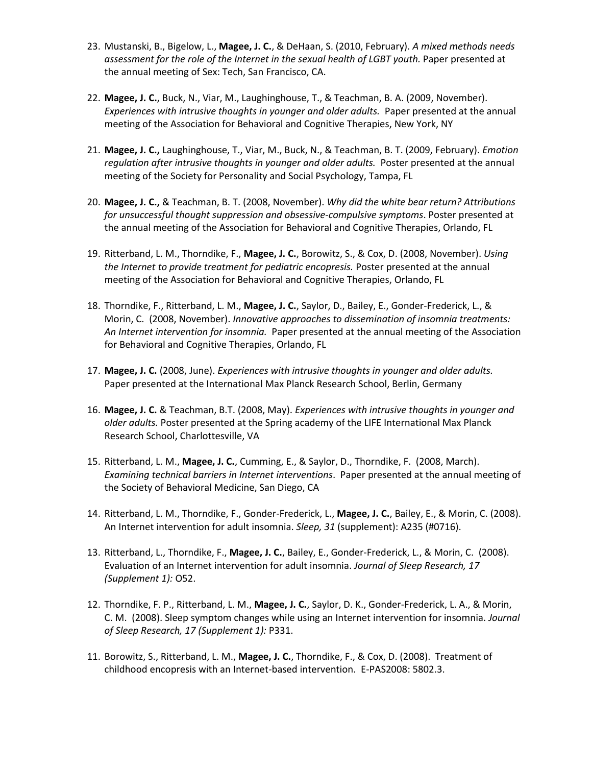23. Mustanski, B., Bigelow, L., **Magee, J. C.**, & DeHaan, S. (2010, February). *A mixed methods needs assessment for the role of the Internet in the sexual health of LGBT youth.* Paper presented at the annual meeting of Sex: Tech, San Francisco, CA.

22. **Magee, J. C.**, Buck, N., Viar, M., Laughinghouse, T., & Teachman, B. A. (2009, November). *Experiences with intrusive thoughts in younger and older adults.* Paper presented at the annual meeting of the Association for Behavioral and Cognitive Therapies, New York, NY

21. **Magee, J. C.,** Laughinghouse, T., Viar, M., Buck, N., & Teachman, B. T. (2009, February). *Emotion regulation after intrusive thoughts in younger and older adults.* Poster presented at the annual meeting of the Society for Personality and Social Psychology, Tampa, FL

20. **Magee, J. C.,** & Teachman, B. T. (2008, November). *Why did the white bear return? Attributions for unsuccessful thought suppression and obsessive-compulsive symptoms*. Poster presented at the annual meeting of the Association for Behavioral and Cognitive Therapies, Orlando, FL

19. Ritterband, L. M., Thorndike, F., **Magee, J. C.**, Borowitz, S., & Cox, D. (2008, November). *Using the Internet to provide treatment for pediatric encopresis.* Poster presented at the annual meeting of the Association for Behavioral and Cognitive Therapies, Orlando, FL

18. Thorndike, F., Ritterband, L. M., **Magee, J. C.**, Saylor, D., Bailey, E., Gonder-Frederick, L., & Morin, C. (2008, November). *Innovative approaches to dissemination of insomnia treatments: An Internet intervention for insomnia.* Paper presented at the annual meeting of the Association for Behavioral and Cognitive Therapies, Orlando, FL

17. **Magee, J. C.** (2008, June). *Experiences with intrusive thoughts in younger and older adults.* Paper presented at the International Max Planck Research School, Berlin, Germany

16. **Magee, J. C.** & Teachman, B.T. (2008, May). *Experiences with intrusive thoughts in younger and older adults.* Poster presented at the Spring academy of the LIFE International Max Planck Research School, Charlottesville, VA

15. Ritterband, L. M., **Magee, J. C.**, Cumming, E., & Saylor, D., Thorndike, F. (2008, March). *Examining technical barriers in Internet interventions*. Paper presented at the annual meeting of the Society of Behavioral Medicine, San Diego, CA

14. Ritterband, L. M., Thorndike, F., Gonder-Frederick, L., **Magee, J. C.**, Bailey, E., & Morin, C. (2008). An Internet intervention for adult insomnia. *Sleep, 31* (supplement): A235 (#0716).

13. Ritterband, L., Thorndike, F., **Magee, J. C.**, Bailey, E., Gonder-Frederick, L., & Morin, C. (2008). Evaluation of an Internet intervention for adult insomnia. *Journal of Sleep Research, 17 (Supplement 1):* O52.

12. Thorndike, F. P., Ritterband, L. M., **Magee, J. C.**, Saylor, D. K., Gonder-Frederick, L. A., & Morin, C. M. (2008). Sleep symptom changes while using an Internet intervention for insomnia. *Journal of Sleep Research, 17 (Supplement 1):* P331.

11. Borowitz, S., Ritterband, L. M., **Magee, J. C.**, Thorndike, F., & Cox, D. (2008). Treatment of childhood encopresis with an Internet-based intervention. E-PAS2008: 5802.3.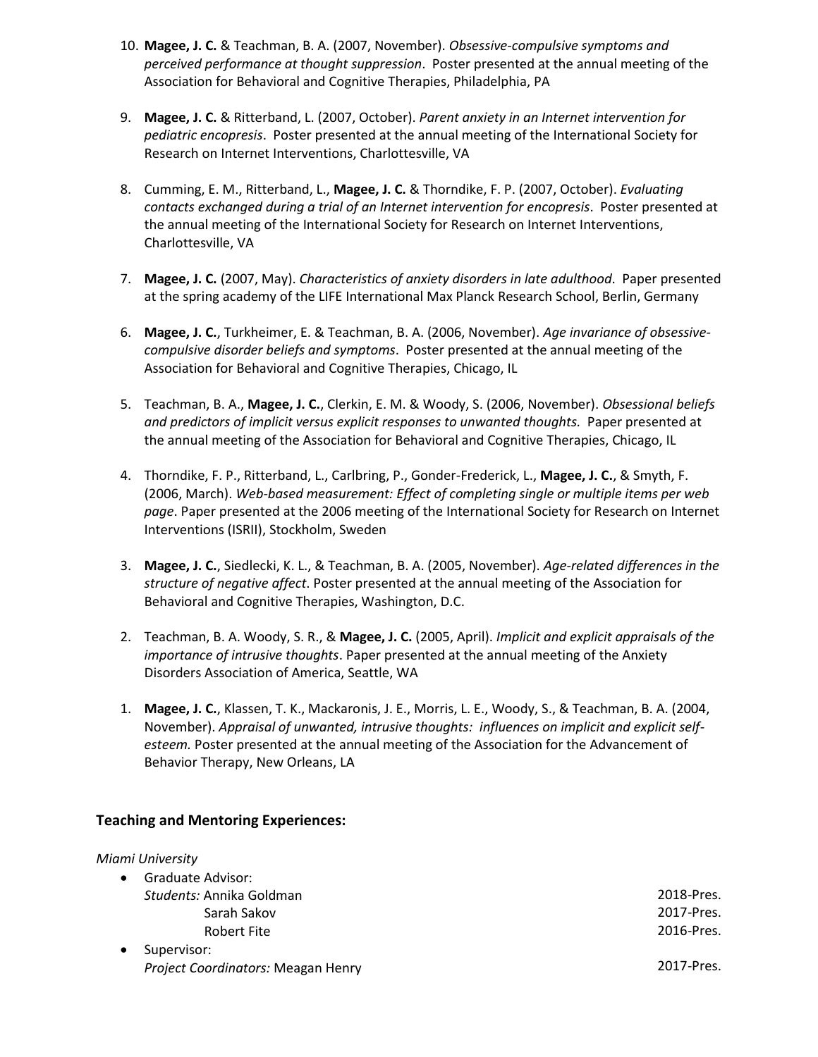10. **Magee, J. C.** & Teachman, B. A. (2007, November). *Obsessive-compulsive symptoms and perceived performance at thought suppression*. Poster presented at the annual meeting of the Association for Behavioral and Cognitive Therapies, Philadelphia, PA

9. **Magee, J. C.** & Ritterband, L. (2007, October). *Parent anxiety in an Internet intervention for pediatric encopresis*. Poster presented at the annual meeting of the International Society for Research on Internet Interventions, Charlottesville, VA

8. Cumming, E. M., Ritterband, L., **Magee, J. C.** & Thorndike, F. P. (2007, October). *Evaluating contacts exchanged during a trial of an Internet intervention for encopresis*. Poster presented at the annual meeting of the International Society for Research on Internet Interventions, Charlottesville, VA

7. **Magee, J. C.** (2007, May). *Characteristics of anxiety disorders in late adulthood*. Paper presented at the spring academy of the LIFE International Max Planck Research School, Berlin, Germany

6. **Magee, J. C.**, Turkheimer, E. & Teachman, B. A. (2006, November). *Age invariance of obsessive-compulsive disorder beliefs and symptoms*. Poster presented at the annual meeting of the Association for Behavioral and Cognitive Therapies, Chicago, IL

5. Teachman, B. A., **Magee, J. C.**, Clerkin, E. M. & Woody, S. (2006, November). *Obsessional beliefs and predictors of implicit versus explicit responses to unwanted thoughts.* Paper presented at the annual meeting of the Association for Behavioral and Cognitive Therapies, Chicago, IL

4. Thorndike, F. P., Ritterband, L., Carlbring, P., Gonder-Frederick, L., **Magee, J. C.**, & Smyth, F. (2006, March). *Web-based measurement: Effect of completing single or multiple items per web page*. Paper presented at the 2006 meeting of the International Society for Research on Internet Interventions (ISRII), Stockholm, Sweden

3. **Magee, J. C.**, Siedlecki, K. L., & Teachman, B. A. (2005, November). *Age-related differences in the structure of negative affect*. Poster presented at the annual meeting of the Association for Behavioral and Cognitive Therapies, Washington, D.C.

2. Teachman, B. A. Woody, S. R., & **Magee, J. C.** (2005, April). *Implicit and explicit appraisals of the importance of intrusive thoughts*. Paper presented at the annual meeting of the Anxiety Disorders Association of America, Seattle, WA

1. **Magee, J. C.**, Klassen, T. K., Mackaronis, J. E., Morris, L. E., Woody, S., & Teachman, B. A. (2004, November). *Appraisal of unwanted, intrusive thoughts: influences on implicit and explicit self-esteem.* Poster presented at the annual meeting of the Association for the Advancement of Behavior Therapy, New Orleans, LA

### Teaching and Mentoring Experiences:

*Miami University*

- Graduate Advisor:
  *Students:* Annika Goldman 2018-Pres.
  Sarah Sakov 2017-Pres.
  Robert Fite 2016-Pres.
- Supervisor:
  *Project Coordinators:* Meagan Henry 2017-Pres.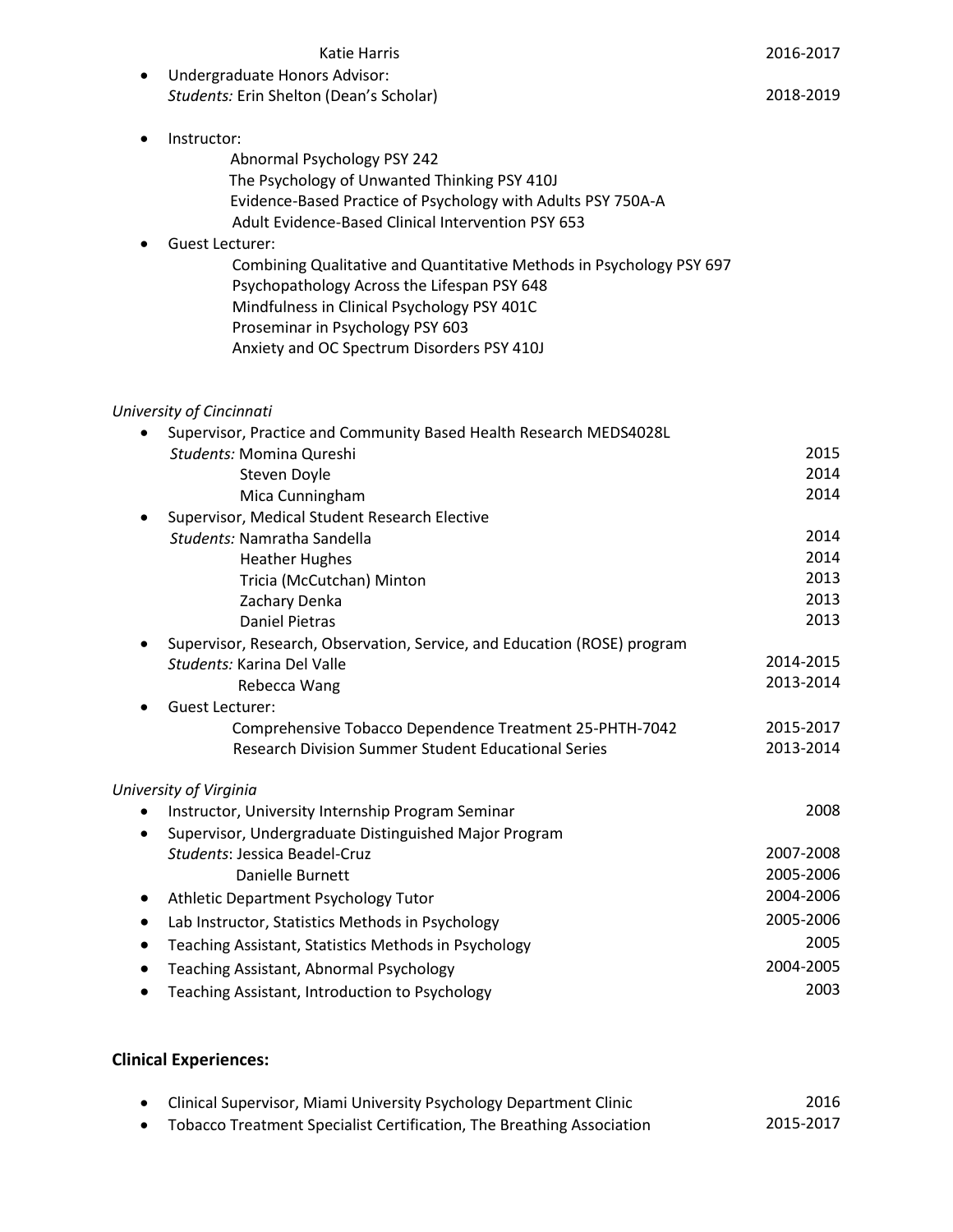Katie Harris 2016-2017

- Undergraduate Honors Advisor:
  *Students:* Erin Shelton (Dean's Scholar) 2018-2019

- Instructor:
  - Abnormal Psychology PSY 242
  - The Psychology of Unwanted Thinking PSY 410J
  - Evidence-Based Practice of Psychology with Adults PSY 750A-A
  - Adult Evidence-Based Clinical Intervention PSY 653
- Guest Lecturer:
  - Combining Qualitative and Quantitative Methods in Psychology PSY 697
  - Psychopathology Across the Lifespan PSY 648
  - Mindfulness in Clinical Psychology PSY 401C
  - Proseminar in Psychology PSY 603
  - Anxiety and OC Spectrum Disorders PSY 410J

*University of Cincinnati*

- Supervisor, Practice and Community Based Health Research MEDS4028L
  *Students:* Momina Qureshi 2015
  Steven Doyle 2014
  Mica Cunningham 2014
- Supervisor, Medical Student Research Elective
  *Students:* Namratha Sandella 2014
  Heather Hughes 2014
  Tricia (McCutchan) Minton 2013
  Zachary Denka 2013
  Daniel Pietras 2013
- Supervisor, Research, Observation, Service, and Education (ROSE) program
  *Students:* Karina Del Valle 2014-2015
  Rebecca Wang 2013-2014
- Guest Lecturer:
  - Comprehensive Tobacco Dependence Treatment 25-PHTH-7042 2015-2017
  - Research Division Summer Student Educational Series 2013-2014

*University of Virginia*

- Instructor, University Internship Program Seminar 2008
- Supervisor, Undergraduate Distinguished Major Program
  *Students*: Jessica Beadel-Cruz 2007-2008
  Danielle Burnett 2005-2006
- Athletic Department Psychology Tutor 2004-2006
- Lab Instructor, Statistics Methods in Psychology 2005-2006
- Teaching Assistant, Statistics Methods in Psychology 2005
- Teaching Assistant, Abnormal Psychology 2004-2005
- Teaching Assistant, Introduction to Psychology 2003

## Clinical Experiences:

- Clinical Supervisor, Miami University Psychology Department Clinic 2016
- Tobacco Treatment Specialist Certification, The Breathing Association 2015-2017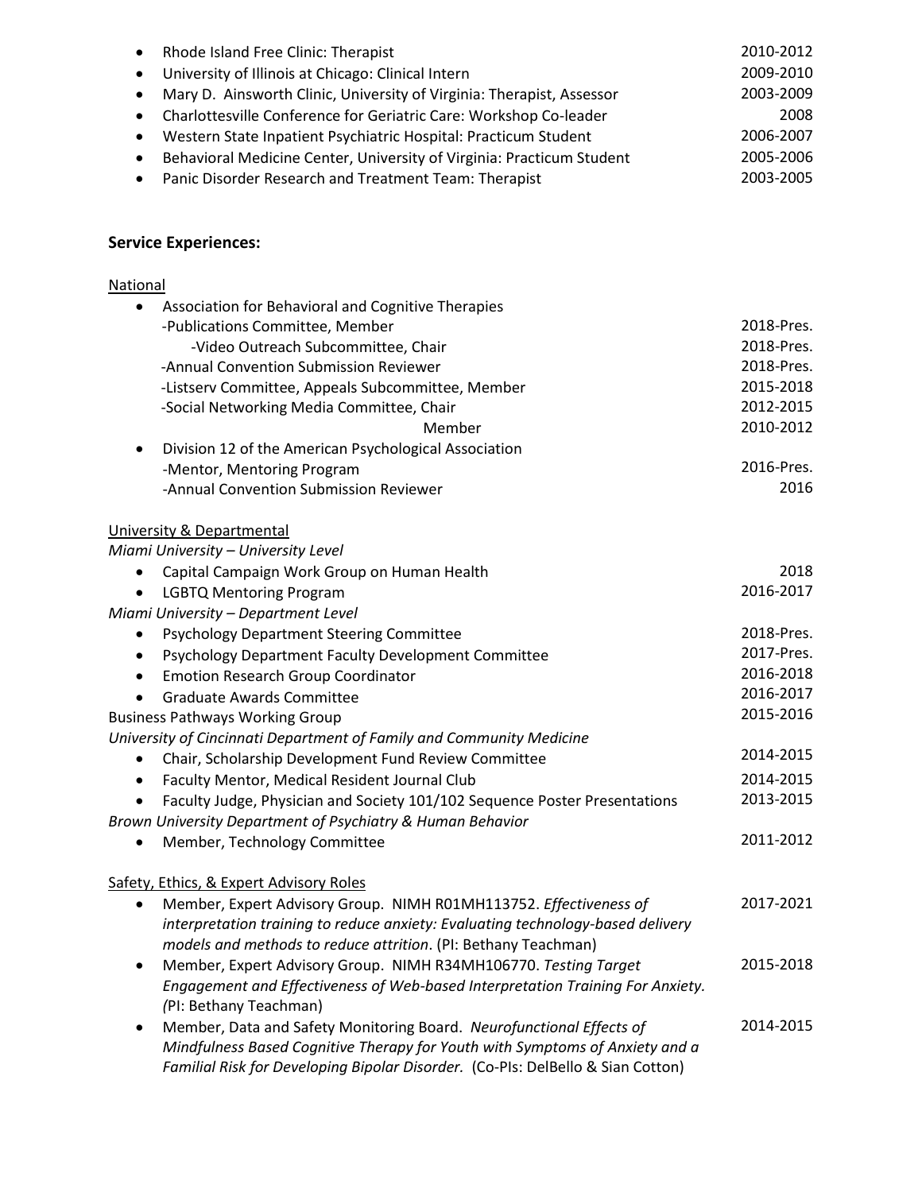- Rhode Island Free Clinic: Therapist 2010-2012
- University of Illinois at Chicago: Clinical Intern 2009-2010
- Mary D. Ainsworth Clinic, University of Virginia: Therapist, Assessor 2003-2009
- Charlottesville Conference for Geriatric Care: Workshop Co-leader 2008
- Western State Inpatient Psychiatric Hospital: Practicum Student 2006-2007
- Behavioral Medicine Center, University of Virginia: Practicum Student 2005-2006
- Panic Disorder Research and Treatment Team: Therapist 2003-2005

## Service Experiences:

National

- Association for Behavioral and Cognitive Therapies
  - -Publications Committee, Member 2018-Pres.
    - -Video Outreach Subcommittee, Chair 2018-Pres.
  - -Annual Convention Submission Reviewer 2018-Pres.
  - -Listserv Committee, Appeals Subcommittee, Member 2015-2018
  - -Social Networking Media Committee, Chair 2012-2015
    - Member 2010-2012
- Division 12 of the American Psychological Association
  - -Mentor, Mentoring Program 2016-Pres.
  - -Annual Convention Submission Reviewer 2016

University & Departmental

*Miami University – University Level*

- Capital Campaign Work Group on Human Health 2018
- LGBTQ Mentoring Program 2016-2017

*Miami University – Department Level*

- Psychology Department Steering Committee 2018-Pres.
- Psychology Department Faculty Development Committee 2017-Pres.
- Emotion Research Group Coordinator 2016-2018
- Graduate Awards Committee 2016-2017

Business Pathways Working Group 2015-2016

*University of Cincinnati Department of Family and Community Medicine*

- Chair, Scholarship Development Fund Review Committee 2014-2015
- Faculty Mentor, Medical Resident Journal Club 2014-2015
- Faculty Judge, Physician and Society 101/102 Sequence Poster Presentations 2013-2015

*Brown University Department of Psychiatry & Human Behavior*

- Member, Technology Committee 2011-2012

Safety, Ethics, & Expert Advisory Roles

- Member, Expert Advisory Group. NIMH R01MH113752. *Effectiveness of interpretation training to reduce anxiety: Evaluating technology-based delivery models and methods to reduce attrition*. (PI: Bethany Teachman) 2017-2021
- Member, Expert Advisory Group. NIMH R34MH106770. *Testing Target Engagement and Effectiveness of Web-based Interpretation Training For Anxiety. (*PI: Bethany Teachman) 2015-2018
- Member, Data and Safety Monitoring Board. *Neurofunctional Effects of Mindfulness Based Cognitive Therapy for Youth with Symptoms of Anxiety and a Familial Risk for Developing Bipolar Disorder.* (Co-PIs: DelBello & Sian Cotton) 2014-2015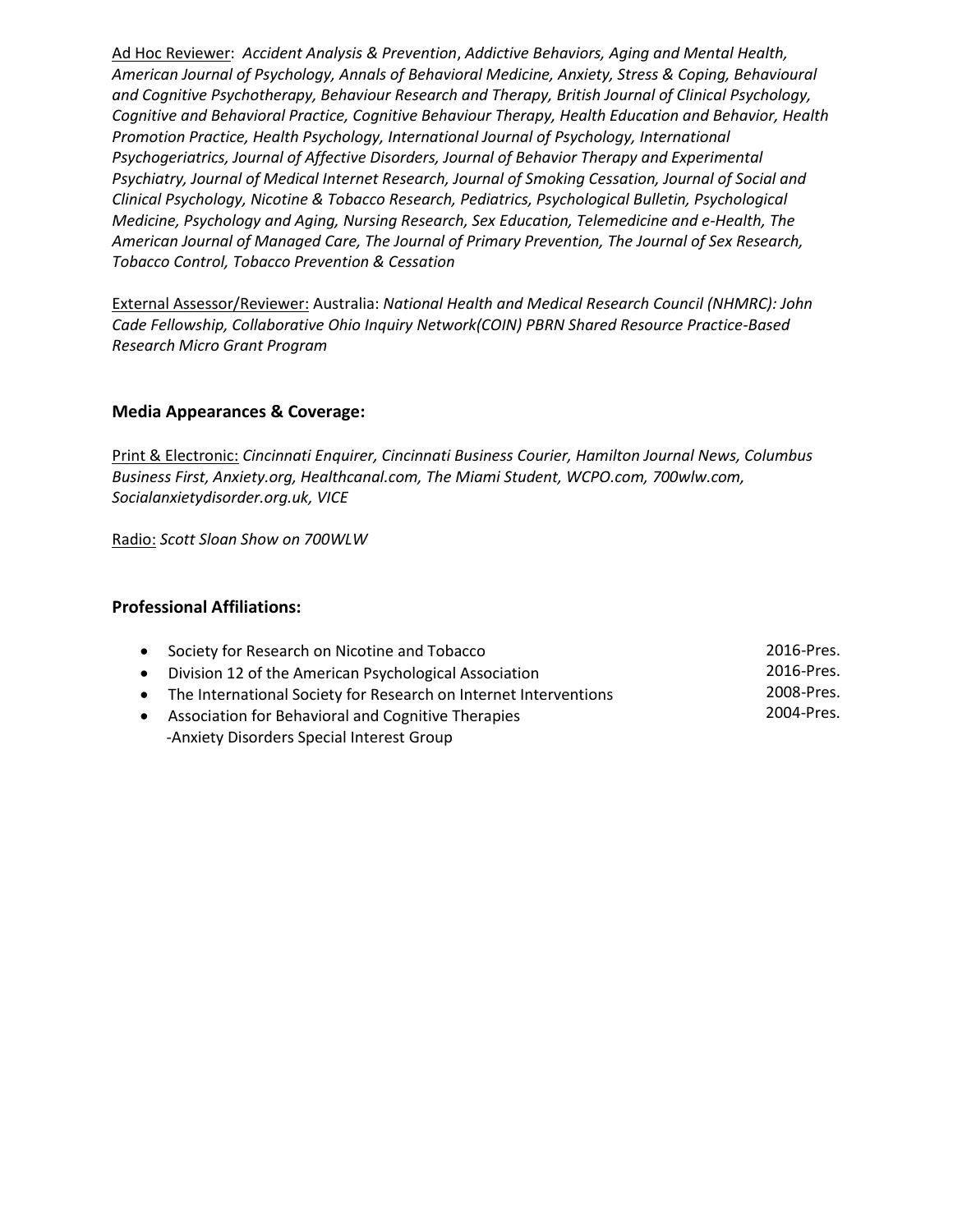Ad Hoc Reviewer: *Accident Analysis & Prevention*, *Addictive Behaviors, Aging and Mental Health, American Journal of Psychology, Annals of Behavioral Medicine, Anxiety, Stress & Coping, Behavioural and Cognitive Psychotherapy, Behaviour Research and Therapy, British Journal of Clinical Psychology, Cognitive and Behavioral Practice, Cognitive Behaviour Therapy, Health Education and Behavior, Health Promotion Practice, Health Psychology, International Journal of Psychology, International Psychogeriatrics, Journal of Affective Disorders, Journal of Behavior Therapy and Experimental Psychiatry, Journal of Medical Internet Research, Journal of Smoking Cessation, Journal of Social and Clinical Psychology, Nicotine & Tobacco Research, Pediatrics, Psychological Bulletin, Psychological Medicine, Psychology and Aging, Nursing Research, Sex Education, Telemedicine and e-Health, The American Journal of Managed Care, The Journal of Primary Prevention, The Journal of Sex Research, Tobacco Control, Tobacco Prevention & Cessation*

External Assessor/Reviewer: Australia: *National Health and Medical Research Council (NHMRC): John Cade Fellowship, Collaborative Ohio Inquiry Network(COIN) PBRN Shared Resource Practice-Based Research Micro Grant Program*

### Media Appearances & Coverage:

Print & Electronic: *Cincinnati Enquirer, Cincinnati Business Courier, Hamilton Journal News, Columbus Business First, Anxiety.org, Healthcanal.com, The Miami Student, WCPO.com, 700wlw.com, Socialanxietydisorder.org.uk, VICE*

Radio: *Scott Sloan Show on 700WLW*

### Professional Affiliations:

- Society for Research on Nicotine and Tobacco 2016-Pres.
- Division 12 of the American Psychological Association 2016-Pres.
- The International Society for Research on Internet Interventions 2008-Pres.
- Association for Behavioral and Cognitive Therapies 2004-Pres.
  -Anxiety Disorders Special Interest Group